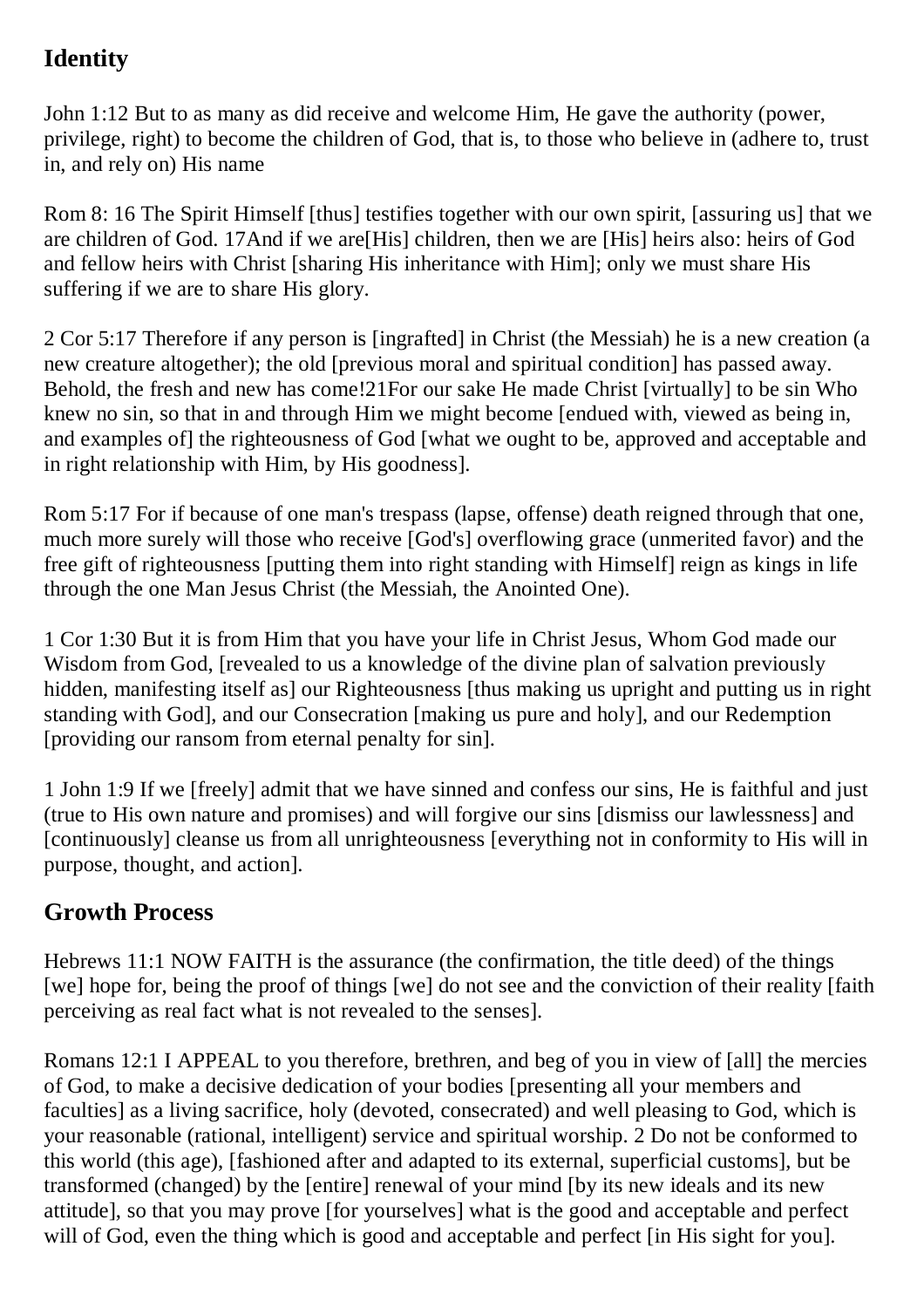## Identity

John 1:12 But to as many as did receive and welcome Him, He gave the authority (power, privilege, right) to become the children of God, that is, to those who believe in (adhere to, trust in, and rely on) His name

Rom 8: 16 The Spirit Himself [thus] testifies together with our own spirit, [assuring us] that we are children of God. 17And if we are[His] children, then we are [His] heirs also: heirs of God and fellow heirs with Christ [sharing His inheritance with Him]; only we must share His suffering if we are to share His glory.

2 Cor 5:17 Therefore if any person is [ingrafted] in Christ (the Messiah) he is a new creation (a new creature altogether); the old [previous moral and spiritual condition] has passed away. Behold, the fresh and new has come!21For our sake He made Christ [virtually] to be sin Who knew no sin, so that in and through Him we might become [endued with, viewed as being in, and examples of] the righteousness of God [what we ought to be, approved and acceptable and in right relationship with Him, by His goodness].

Rom 5:17 For if because of one man's trespass (lapse, offense) death reigned through that one, much more surely will those who receive [God's] overflowing grace (unmerited favor) and the free gift of righteousness [putting them into right standing with Himself] reign as kings in life through the one Man Jesus Christ (the Messiah, the Anointed One).

1 Cor 1:30 But it is from Him that you have your life in Christ Jesus, Whom God made our Wisdom from God, [revealed to us a knowledge of the divine plan of salvation previously hidden, manifesting itself as] our Righteousness [thus making us upright and putting us in right standing with God], and our Consecration [making us pure and holy], and our Redemption [providing our ransom from eternal penalty for sin].

1 John 1:9 If we [freely] admit that we have sinned and confess our sins, He is faithful and just (true to His own nature and promises) and will forgive our sins [dismiss our lawlessness] and [continuously] cleanse us from all unrighteousness [everything not in conformity to His will in purpose, thought, and action].

## Growth Process

Hebrews 11:1 NOW FAITH is the assurance (the confirmation, the title deed) of the things [we] hope for, being the proof of things [we] do not see and the conviction of their reality [faith perceiving as real fact what is not revealed to the senses].

Romans 12:1 I APPEAL to you therefore, brethren, and beg of you in view of [all] the mercies of God, to make a decisive dedication of your bodies [presenting all your members and faculties] as a living sacrifice, holy (devoted, consecrated) and well pleasing to God, which is your reasonable (rational, intelligent) service and spiritual worship. 2 Do not be conformed to this world (this age), [fashioned after and adapted to its external, superficial customs], but be transformed (changed) by the [entire] renewal of your mind [by its new ideals and its new attitude], so that you may prove [for yourselves] what is the good and acceptable and perfect will of God, even the thing which is good and acceptable and perfect [in His sight for you].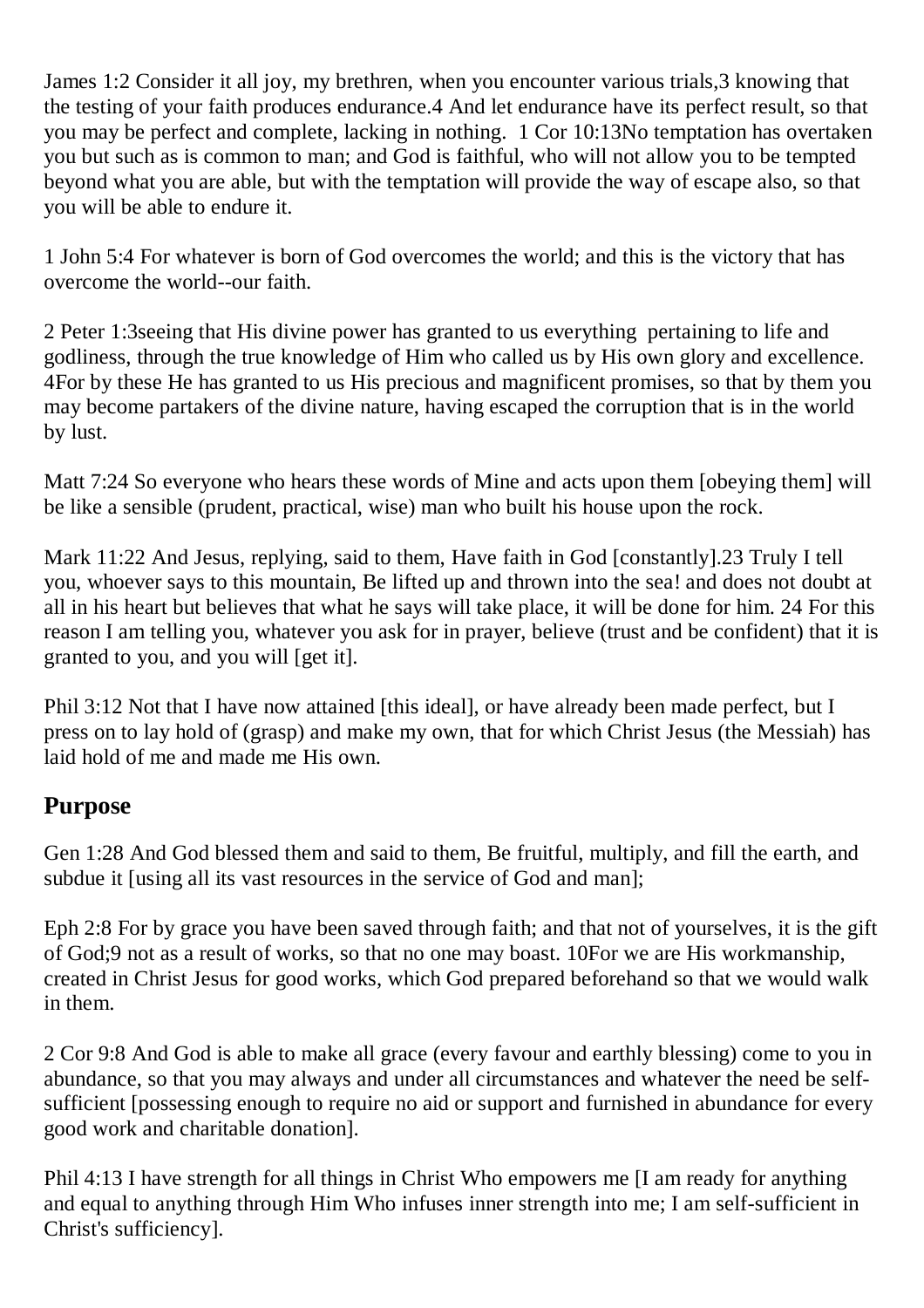James 1:2 Consider it all joy, my brethren, when you encounter various trials,3 knowing that the testing of your faith produces endurance.4 And let endurance have its perfect result, so that you may be perfect and complete, lacking in nothing.  1 Cor 10:13No temptation has overtaken you but such as is common to man; and God is faithful, who will not allow you to be tempted beyond what you are able, but with the temptation will provide the way of escape also, so that you will be able to endure it.

1 John 5:4 For whatever is born of God overcomes the world; and this is the victory that has overcome the world--our faith.

2 Peter 1:3seeing that His divine power has granted to us everything  pertaining to life and godliness, through the true knowledge of Him who called us by His own glory and excellence. 4For by these He has granted to us His precious and magnificent promises, so that by them you may become partakers of the divine nature, having escaped the corruption that is in the world by lust.

Matt 7:24 So everyone who hears these words of Mine and acts upon them [obeying them] will be like a sensible (prudent, practical, wise) man who built his house upon the rock.

Mark 11:22 And Jesus, replying, said to them, Have faith in God [constantly].23 Truly I tell you, whoever says to this mountain, Be lifted up and thrown into the sea! and does not doubt at all in his heart but believes that what he says will take place, it will be done for him. 24 For this reason I am telling you, whatever you ask for in prayer, believe (trust and be confident) that it is granted to you, and you will [get it].

Phil 3:12 Not that I have now attained [this ideal], or have already been made perfect, but I press on to lay hold of (grasp) and make my own, that for which Christ Jesus (the Messiah) has laid hold of me and made me His own.

## Purpose

Gen 1:28 And God blessed them and said to them, Be fruitful, multiply, and fill the earth, and subdue it [using all its vast resources in the service of God and man];

Eph 2:8 For by grace you have been saved through faith; and that not of yourselves, it is the gift of God;9 not as a result of works, so that no one may boast. 10For we are His workmanship, created in Christ Jesus for good works, which God prepared beforehand so that we would walk in them.

2 Cor 9:8 And God is able to make all grace (every favour and earthly blessing) come to you in abundance, so that you may always and under all circumstances and whatever the need be self-sufficient [possessing enough to require no aid or support and furnished in abundance for every good work and charitable donation].

Phil 4:13 I have strength for all things in Christ Who empowers me [I am ready for anything and equal to anything through Him Who infuses inner strength into me; I am self-sufficient in Christ's sufficiency].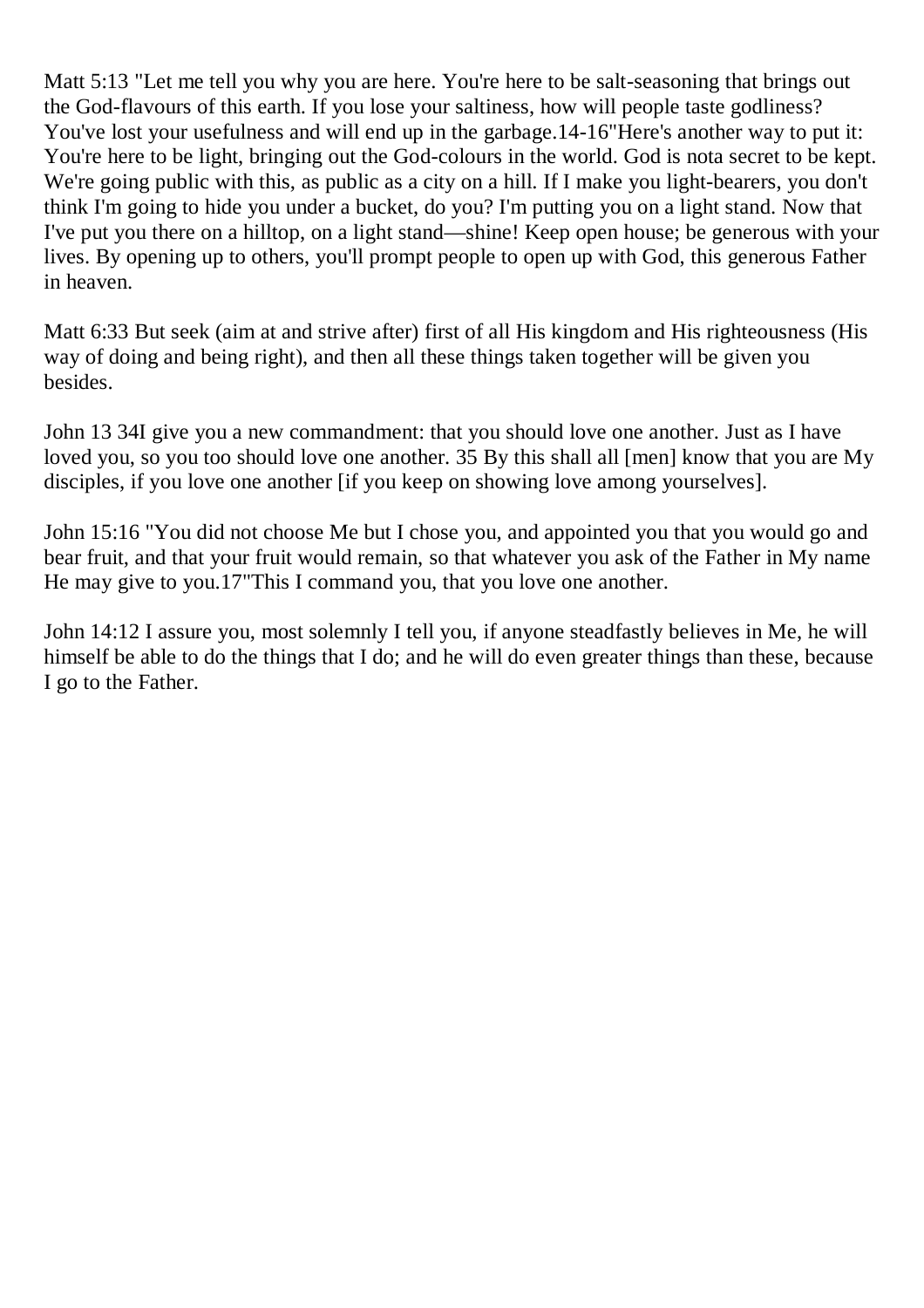Matt 5:13 "Let me tell you why you are here. You're here to be salt-seasoning that brings out the God-flavours of this earth. If you lose your saltiness, how will people taste godliness? You've lost your usefulness and will end up in the garbage.14-16"Here's another way to put it: You're here to be light, bringing out the God-colours in the world. God is nota secret to be kept. We're going public with this, as public as a city on a hill. If I make you light-bearers, you don't think I'm going to hide you under a bucket, do you? I'm putting you on a light stand. Now that I've put you there on a hilltop, on a light stand—shine! Keep open house; be generous with your lives. By opening up to others, you'll prompt people to open up with God, this generous Father in heaven.

Matt 6:33 But seek (aim at and strive after) first of all His kingdom and His righteousness (His way of doing and being right), and then all these things taken together will be given you besides.

John 13 34I give you a new commandment: that you should love one another. Just as I have loved you, so you too should love one another. 35 By this shall all [men] know that you are My disciples, if you love one another [if you keep on showing love among yourselves].

John 15:16 "You did not choose Me but I chose you, and appointed you that you would go and bear fruit, and that your fruit would remain, so that whatever you ask of the Father in My name He may give to you.17"This I command you, that you love one another.

John 14:12 I assure you, most solemnly I tell you, if anyone steadfastly believes in Me, he will himself be able to do the things that I do; and he will do even greater things than these, because I go to the Father.